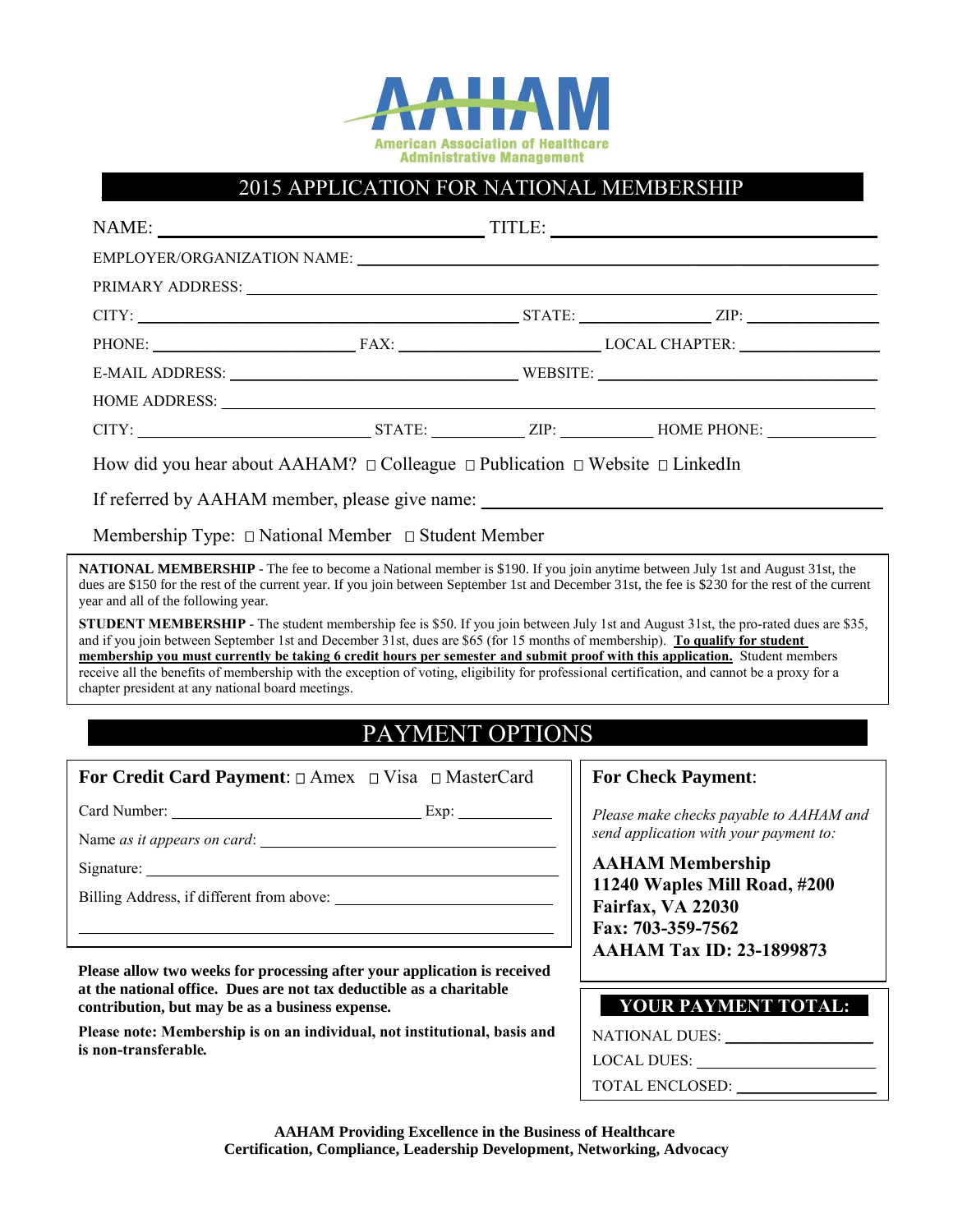# AAHAM

American Association of Healthcare Administrative Management

## 2015 APPLICATION FOR NATIONAL MEMBERSHIP

NAME: ______________________________ TITLE: ______________________________

EMPLOYER/ORGANIZATION NAME: ______________________________

PRIMARY ADDRESS: ______________________________

CITY: ____________________ STATE: __________ ZIP: __________

PHONE: ______________ FAX: ______________ LOCAL CHAPTER: ______________

E-MAIL ADDRESS: ______________________ WEBSITE: ______________________

HOME ADDRESS: ______________________________

CITY: ______________ STATE: ________ ZIP: ________ HOME PHONE: ________

How did you hear about AAHAM? ☐ Colleague ☐ Publication ☐ Website ☐ LinkedIn

If referred by AAHAM member, please give name: ______________________________

Membership Type: ☐ National Member ☐ Student Member

**NATIONAL MEMBERSHIP** - The fee to become a National member is $190. If you join anytime between July 1st and August 31st, the dues are $150 for the rest of the current year. If you join between September 1st and December 31st, the fee is $230 for the rest of the current year and all of the following year.

**STUDENT MEMBERSHIP** - The student membership fee is $50. If you join between July 1st and August 31st, the pro-rated dues are $35, and if you join between September 1st and December 31st, dues are $65 (for 15 months of membership). **To qualify for student membership you must currently be taking 6 credit hours per semester and submit proof with this application.** Student members receive all the benefits of membership with the exception of voting, eligibility for professional certification, and cannot be a proxy for a chapter president at any national board meetings.

## PAYMENT OPTIONS

**For Credit Card Payment**: ☐ Amex ☐ Visa ☐ MasterCard

Card Number: ______________________ Exp: __________

Name *as it appears on card*: ______________________

Signature: ______________________

Billing Address, if different from above: ______________________

______________________________

**Please allow two weeks for processing after your application is received at the national office. Dues are not tax deductible as a charitable contribution, but may be as a business expense.**

**Please note: Membership is on an individual, not institutional, basis and is non-transferable.**

**For Check Payment**:

*Please make checks payable to AAHAM and send application with your payment to:*

**AAHAM Membership**
**11240 Waples Mill Road, #200**
**Fairfax, VA 22030**
**Fax: 703-359-7562**
**AAHAM Tax ID: 23-1899873**

**YOUR PAYMENT TOTAL:**

NATIONAL DUES: ______________

LOCAL DUES: ______________

TOTAL ENCLOSED: ______________

**AAHAM Providing Excellence in the Business of Healthcare**
**Certification, Compliance, Leadership Development, Networking, Advocacy**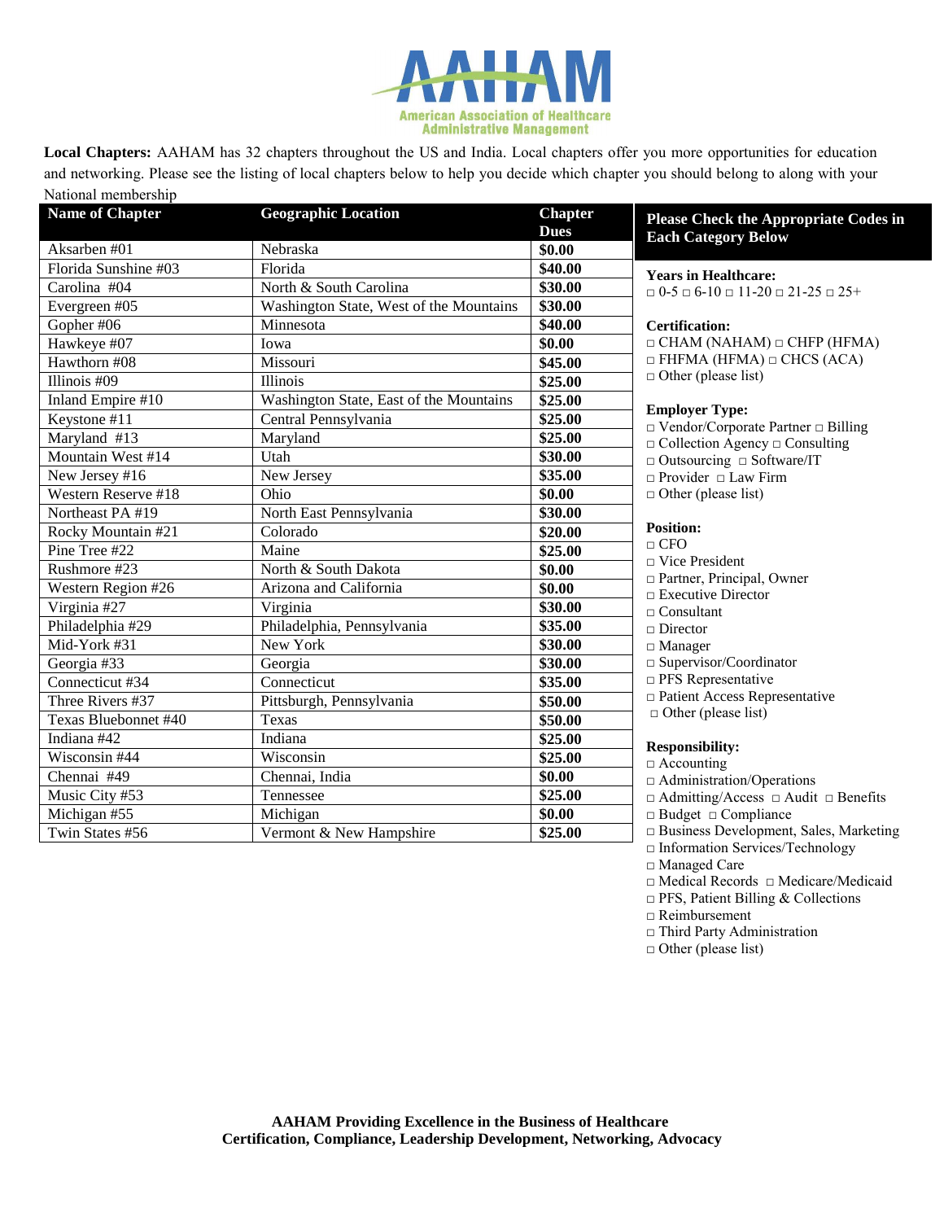**AAHAM**
American Association of Healthcare Administrative Management

**Local Chapters:** AAHAM has 32 chapters throughout the US and India. Local chapters offer you more opportunities for education and networking. Please see the listing of local chapters below to help you decide which chapter you should belong to along with your National membership

| Name of Chapter | Geographic Location | Chapter Dues |
|---|---|---|
| Aksarben #01 | Nebraska | **$0.00** |
| Florida Sunshine #03 | Florida | **$40.00** |
| Carolina #04 | North & South Carolina | **$30.00** |
| Evergreen #05 | Washington State, West of the Mountains | **$30.00** |
| Gopher #06 | Minnesota | **$40.00** |
| Hawkeye #07 | Iowa | **$0.00** |
| Hawthorn #08 | Missouri | **$45.00** |
| Illinois #09 | Illinois | **$25.00** |
| Inland Empire #10 | Washington State, East of the Mountains | **$25.00** |
| Keystone #11 | Central Pennsylvania | **$25.00** |
| Maryland #13 | Maryland | **$25.00** |
| Mountain West #14 | Utah | **$30.00** |
| New Jersey #16 | New Jersey | **$35.00** |
| Western Reserve #18 | Ohio | **$0.00** |
| Northeast PA #19 | North East Pennsylvania | **$30.00** |
| Rocky Mountain #21 | Colorado | **$20.00** |
| Pine Tree #22 | Maine | **$25.00** |
| Rushmore #23 | North & South Dakota | **$0.00** |
| Western Region #26 | Arizona and California | **$0.00** |
| Virginia #27 | Virginia | **$30.00** |
| Philadelphia #29 | Philadelphia, Pennsylvania | **$35.00** |
| Mid-York #31 | New York | **$30.00** |
| Georgia #33 | Georgia | **$30.00** |
| Connecticut #34 | Connecticut | **$35.00** |
| Three Rivers #37 | Pittsburgh, Pennsylvania | **$50.00** |
| Texas Bluebonnet #40 | Texas | **$50.00** |
| Indiana #42 | Indiana | **$25.00** |
| Wisconsin #44 | Wisconsin | **$25.00** |
| Chennai #49 | Chennai, India | **$0.00** |
| Music City #53 | Tennessee | **$25.00** |
| Michigan #55 | Michigan | **$0.00** |
| Twin States #56 | Vermont & New Hampshire | **$25.00** |

**Please Check the Appropriate Codes in Each Category Below**

**Years in Healthcare:**
□ 0-5 □ 6-10 □ 11-20 □ 21-25 □ 25+

**Certification:**
□ CHAM (NAHAM) □ CHFP (HFMA)
□ FHFMA (HFMA) □ CHCS (ACA)
□ Other (please list)

**Employer Type:**
□ Vendor/Corporate Partner □ Billing
□ Collection Agency □ Consulting
□ Outsourcing □ Software/IT
□ Provider □ Law Firm
□ Other (please list)

**Position:**
□ CFO
□ Vice President
□ Partner, Principal, Owner
□ Executive Director
□ Consultant
□ Director
□ Manager
□ Supervisor/Coordinator
□ PFS Representative
□ Patient Access Representative
□ Other (please list)

**Responsibility:**
□ Accounting
□ Administration/Operations
□ Admitting/Access □ Audit □ Benefits
□ Budget □ Compliance
□ Business Development, Sales, Marketing
□ Information Services/Technology
□ Managed Care
□ Medical Records □ Medicare/Medicaid
□ PFS, Patient Billing & Collections
□ Reimbursement
□ Third Party Administration
□ Other (please list)

**AAHAM Providing Excellence in the Business of Healthcare**
**Certification, Compliance, Leadership Development, Networking, Advocacy**